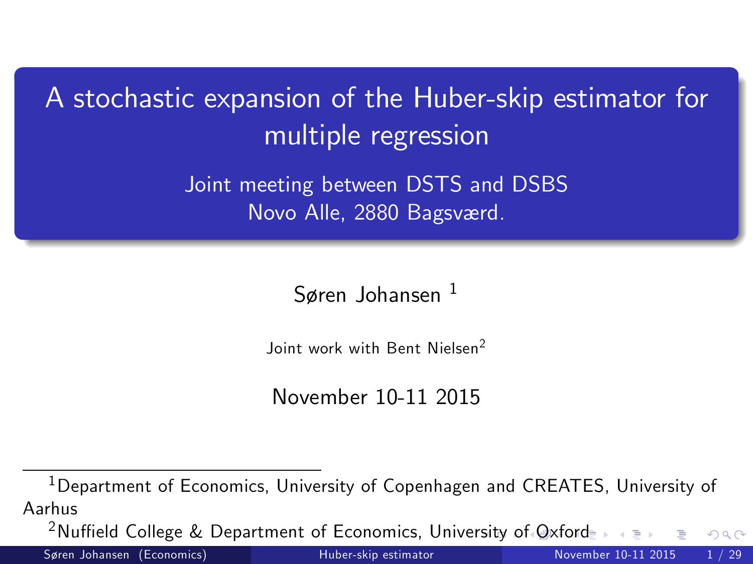# A stochastic expansion of the Huber-skip estimator for multiple regression

Joint meeting between DSTS and DSBS
Novo Alle, 2880 Bagsværd.

Søren Johansen [1]

Joint work with Bent Nielsen[2]

November 10-11 2015

---

[1] Department of Economics, University of Copenhagen and CREATES, University of Aarhus

[2] Nuffield College & Department of Economics, University of Oxford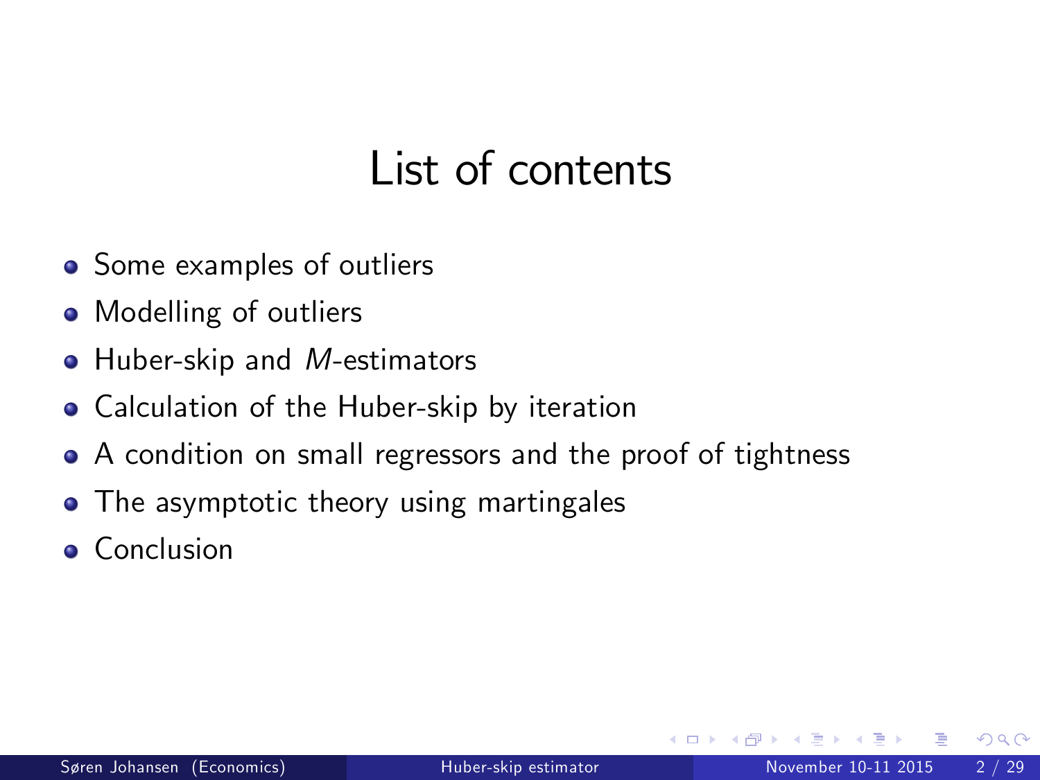# List of contents

- Some examples of outliers
- Modelling of outliers
- Huber-skip and $M$-estimators
- Calculation of the Huber-skip by iteration
- A condition on small regressors and the proof of tightness
- The asymptotic theory using martingales
- Conclusion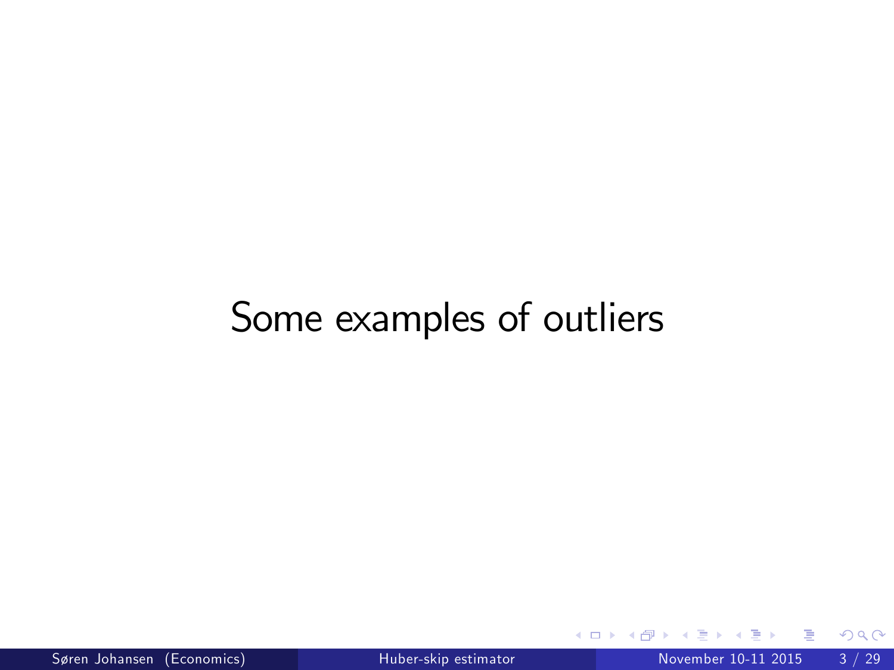# Some examples of outliers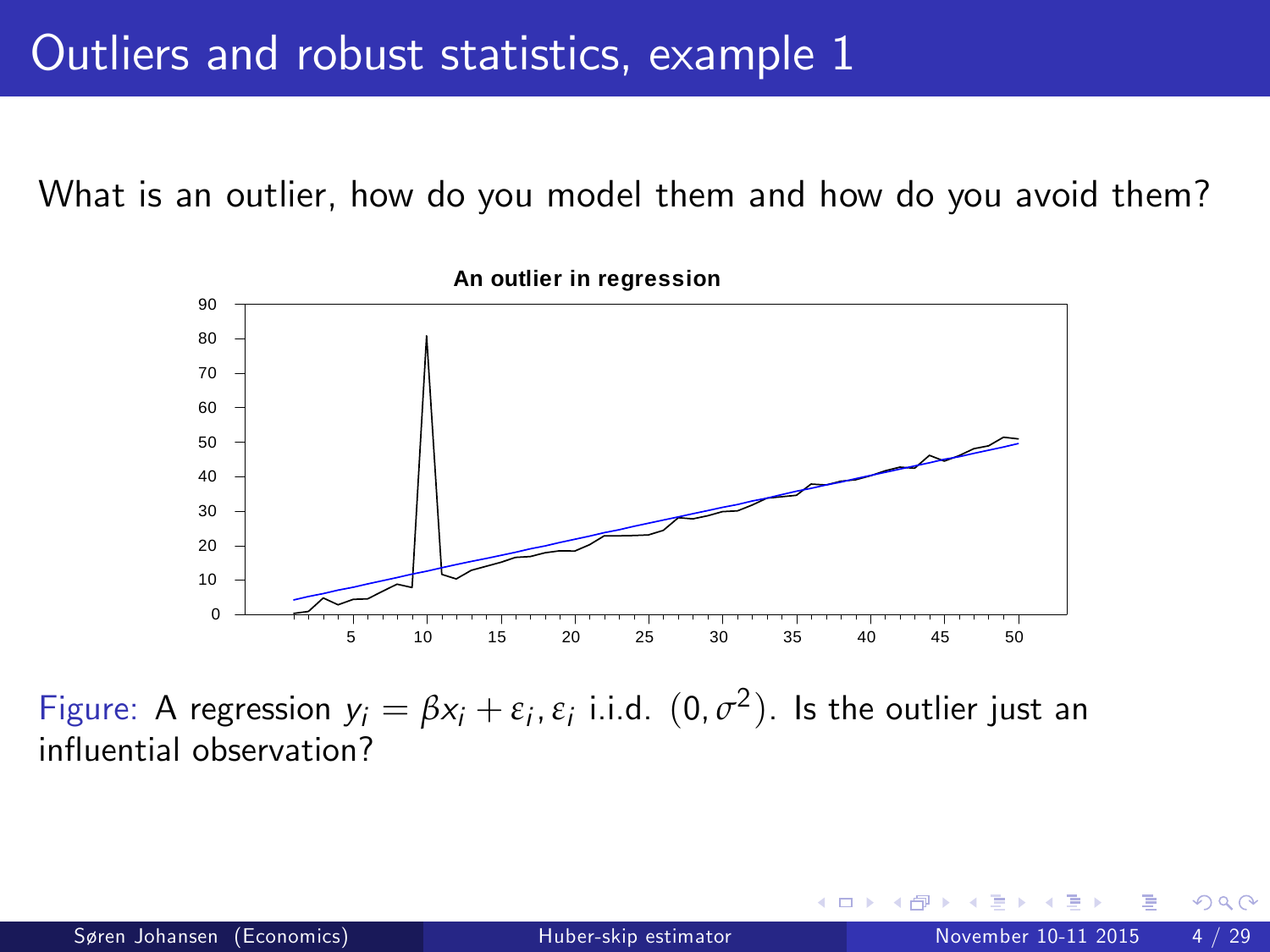# Outliers and robust statistics, example 1

What is an outlier, how do you model them and how do you avoid them?

Figure: A regression $y_i = \beta x_i + \varepsilon_i, \varepsilon_i$ i.i.d. $(0, \sigma^2)$. Is the outlier just an influential observation?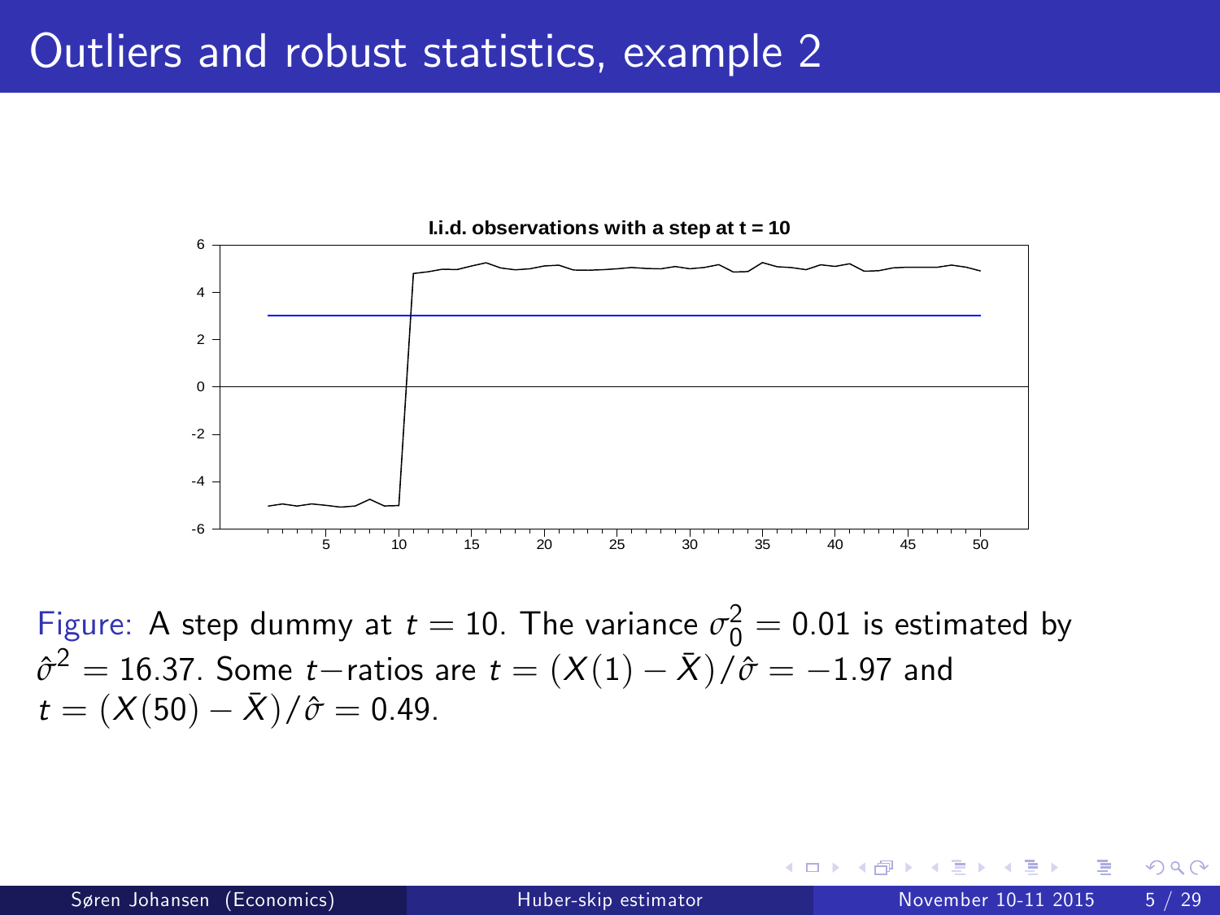# Outliers and robust statistics, example 2

Figure: A step dummy at $t = 10$. The variance $\sigma_0^2 = 0.01$ is estimated by $\hat{\sigma}^2 = 16.37$. Some $t-$ratios are $t = (X(1) - \bar{X})/\hat{\sigma} = -1.97$ and $t = (X(50) - \bar{X})/\hat{\sigma} = 0.49$.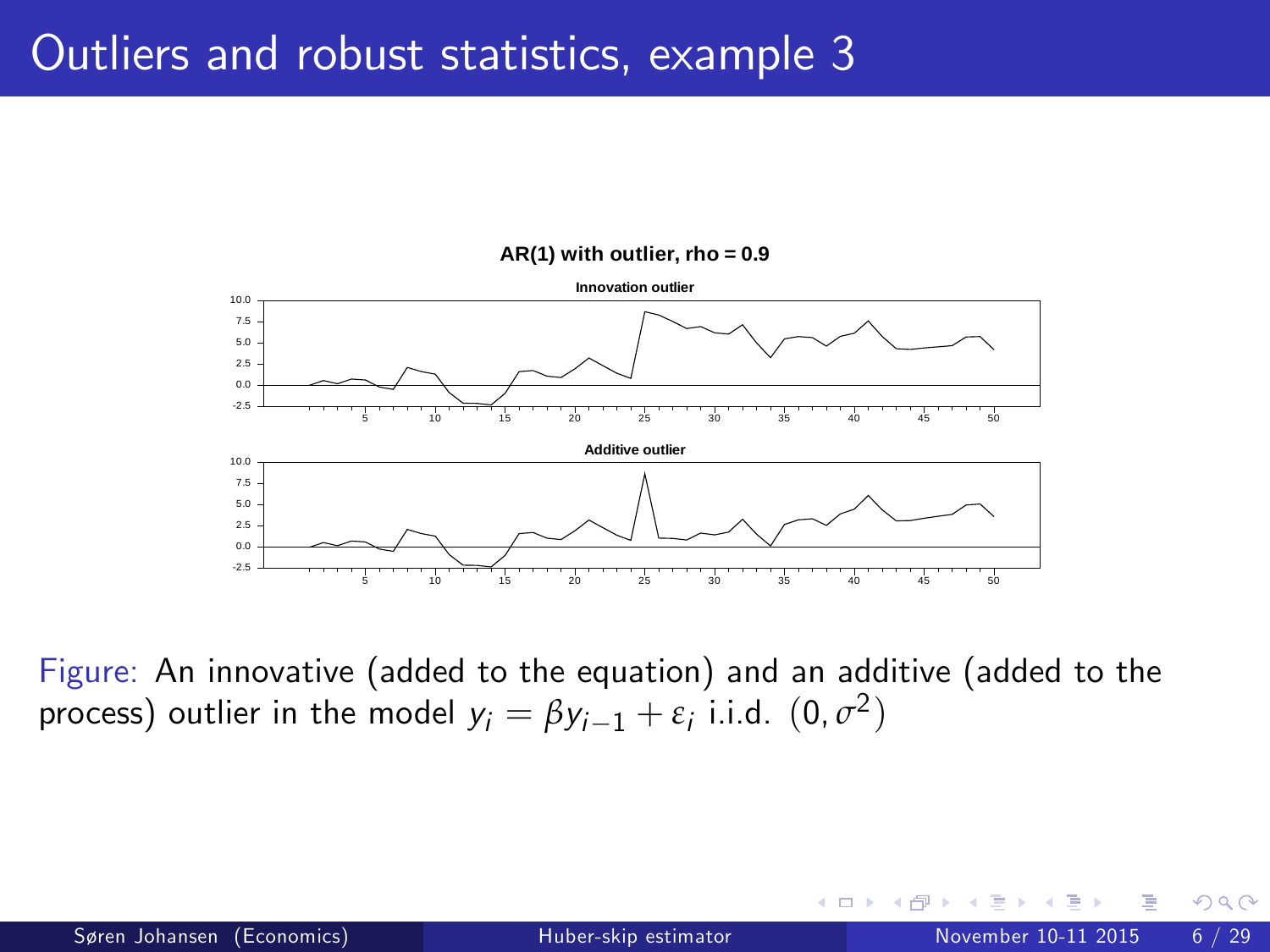# Outliers and robust statistics, example 3

Figure: An innovative (added to the equation) and an additive (added to the process) outlier in the model $y_i = \beta y_{i-1} + \varepsilon_i$ i.i.d. $(0, \sigma^2)$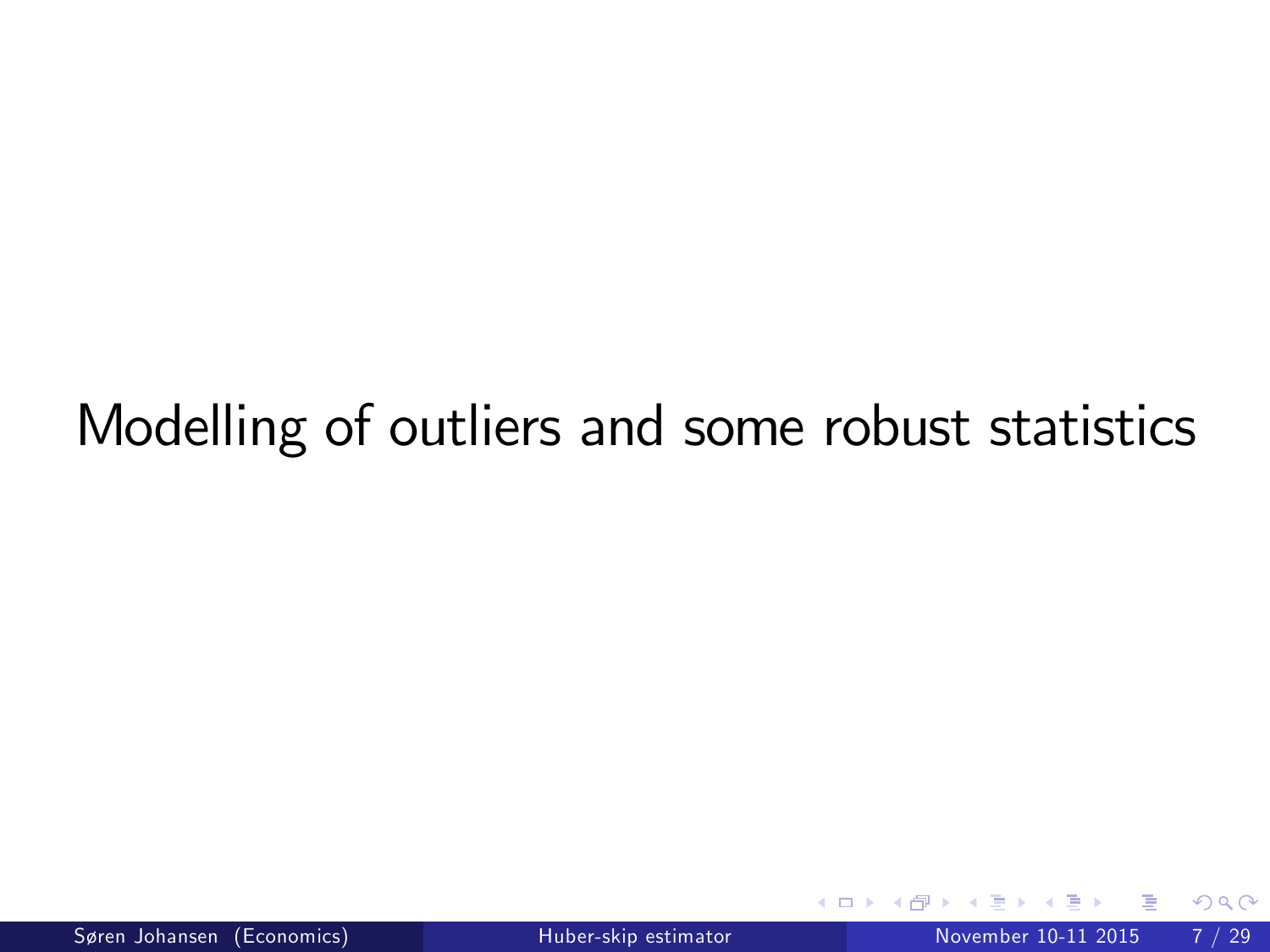# Modelling of outliers and some robust statistics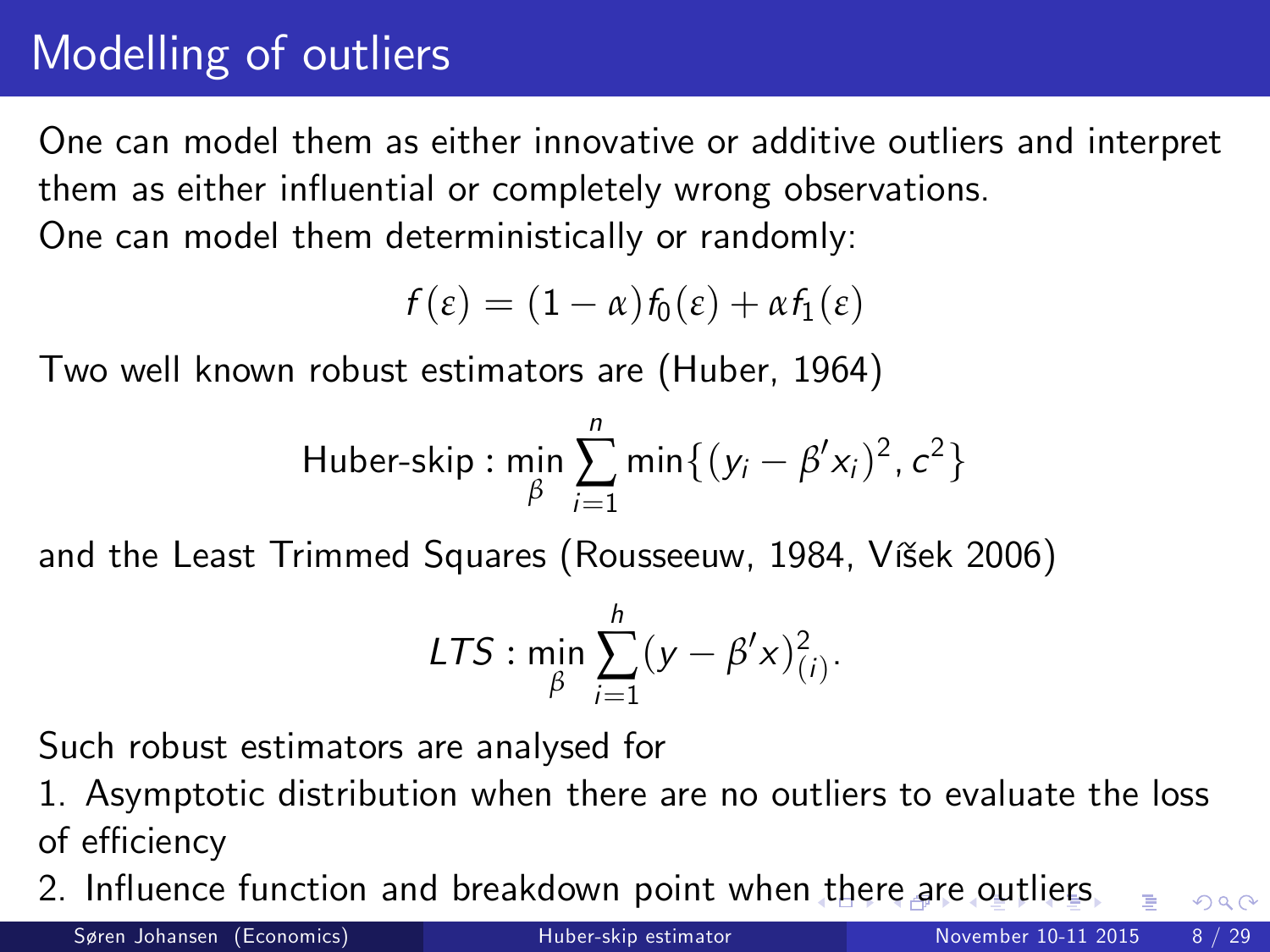# Modelling of outliers

One can model them as either innovative or additive outliers and interpret them as either influential or completely wrong observations.
One can model them deterministically or randomly:

$$f(\varepsilon) = (1-\alpha)f_0(\varepsilon) + \alpha f_1(\varepsilon)$$

Two well known robust estimators are (Huber, 1964)

$$\text{Huber-skip} : \min_{\beta} \sum_{i=1}^{n} \min\{(y_i - \beta' x_i)^2, c^2\}$$

and the Least Trimmed Squares (Rousseeuw, 1984, Víšek 2006)

$$LTS : \min_{\beta} \sum_{i=1}^{h} (y - \beta' x)^2_{(i)}.$$

Such robust estimators are analysed for

1. Asymptotic distribution when there are no outliers to evaluate the loss of efficiency
2. Influence function and breakdown point when there are outliers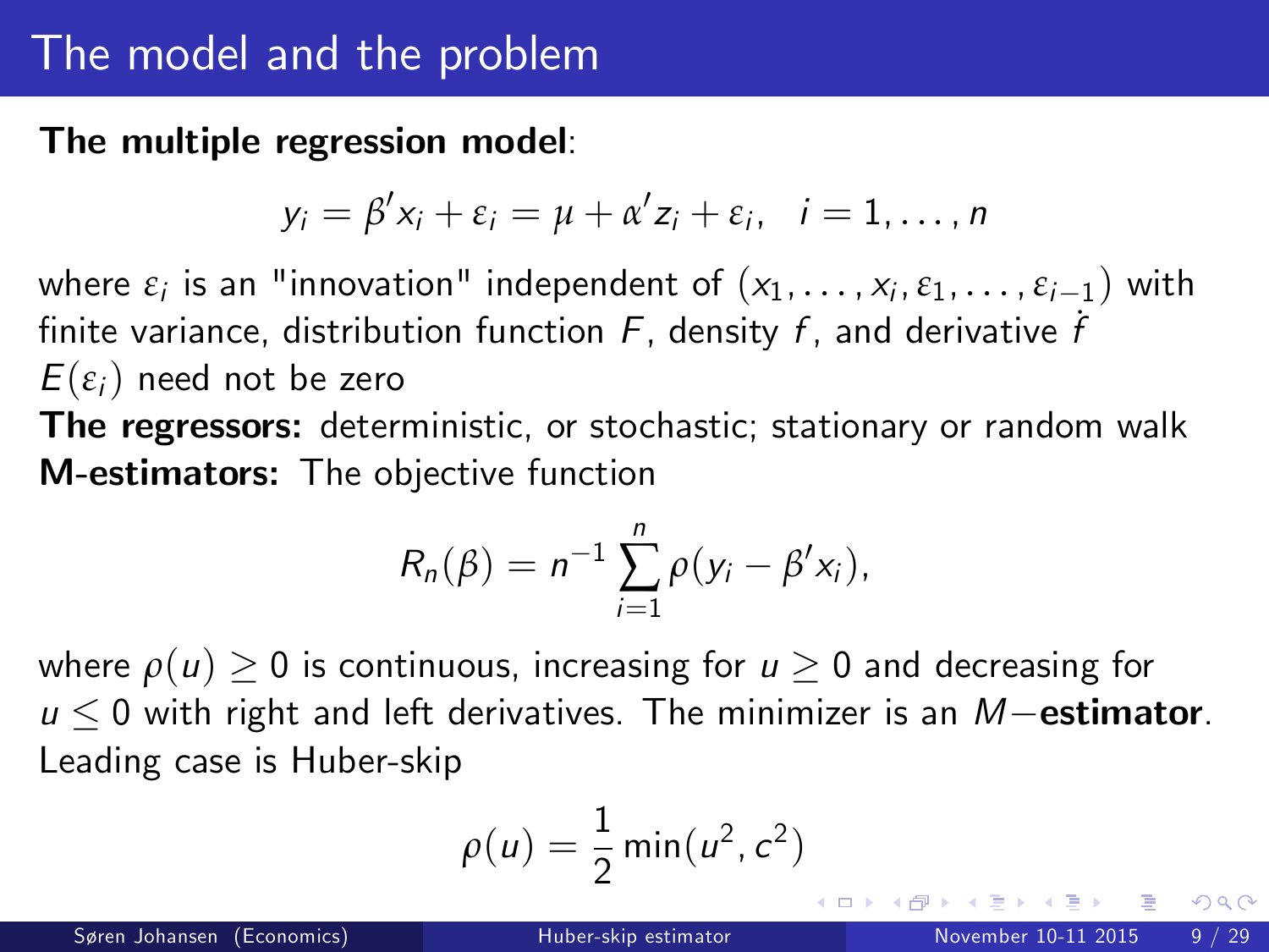# The model and the problem

**The multiple regression model**:

$$y_i = \beta' x_i + \varepsilon_i = \mu + \alpha' z_i + \varepsilon_i, \quad i = 1, \ldots, n$$

where $\varepsilon_i$ is an "innovation" independent of $(x_1, \ldots, x_i, \varepsilon_1, \ldots, \varepsilon_{i-1})$ with finite variance, distribution function $F$, density $f$, and derivative $\dot{f}$

$E(\varepsilon_i)$ need not be zero

**The regressors:** deterministic, or stochastic; stationary or random walk

**M-estimators:** The objective function

$$R_n(\beta) = n^{-1} \sum_{i=1}^{n} \rho(y_i - \beta' x_i),$$

where $\rho(u) \geq 0$ is continuous, increasing for $u \geq 0$ and decreasing for $u \leq 0$ with right and left derivatives. The minimizer is an $M-$**estimator**. Leading case is Huber-skip

$$\rho(u) = \frac{1}{2} \min(u^2, c^2)$$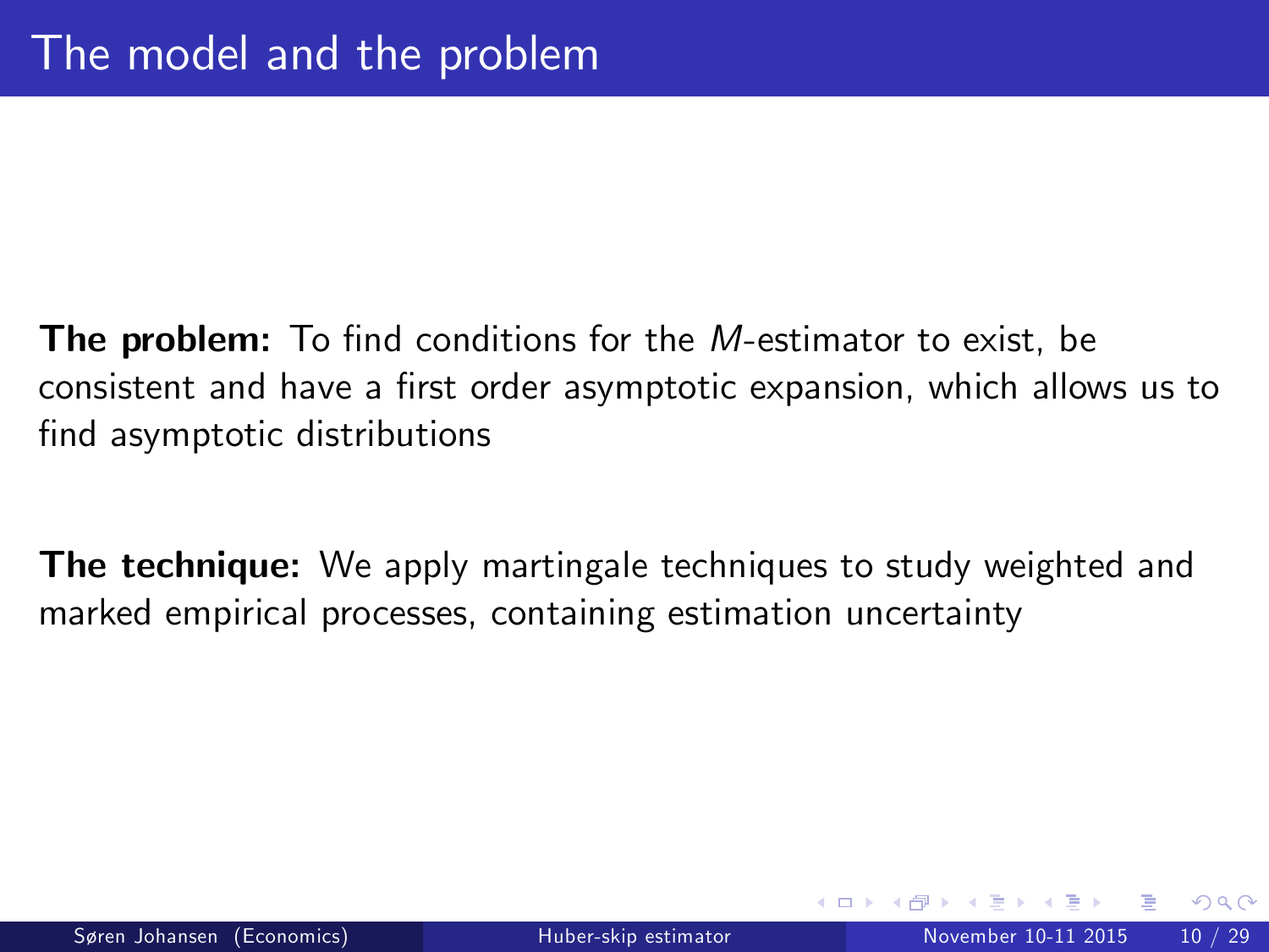# The model and the problem

**The problem:** To find conditions for the *M*-estimator to exist, be consistent and have a first order asymptotic expansion, which allows us to find asymptotic distributions

**The technique:** We apply martingale techniques to study weighted and marked empirical processes, containing estimation uncertainty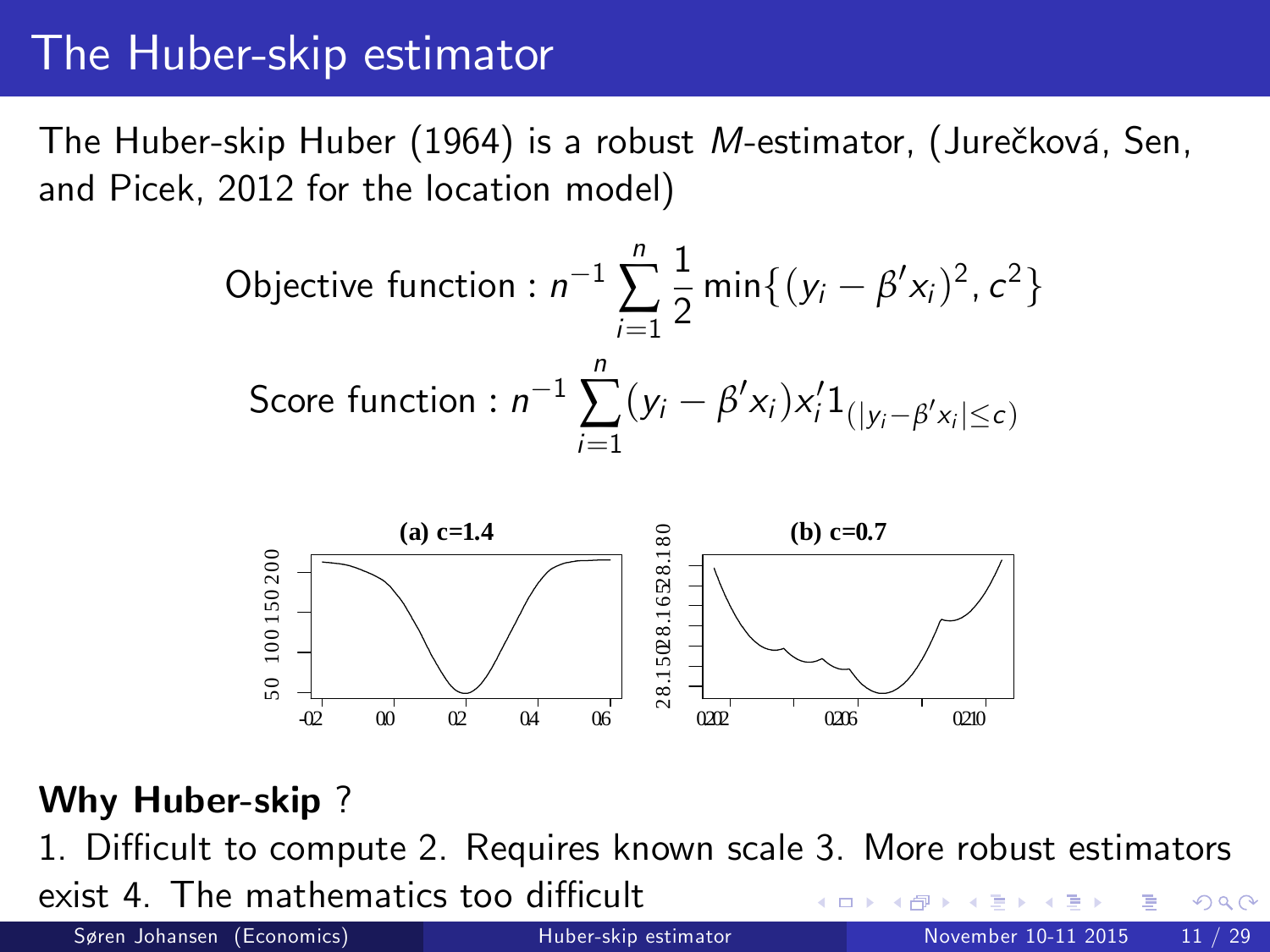# The Huber-skip estimator

The Huber-skip Huber (1964) is a robust $M$-estimator, (Jurečková, Sen, and Picek, 2012 for the location model)

$$\text{Objective function} : n^{-1} \sum_{i=1}^{n} \frac{1}{2} \min\{(y_i - \beta' x_i)^2, c^2\}$$

$$\text{Score function} : n^{-1} \sum_{i=1}^{n} (y_i - \beta' x_i) x_i' 1_{(|y_i - \beta' x_i| \leq c)}$$

**Why Huber-skip** ?

1. Difficult to compute 2. Requires known scale 3. More robust estimators exist 4. The mathematics too difficult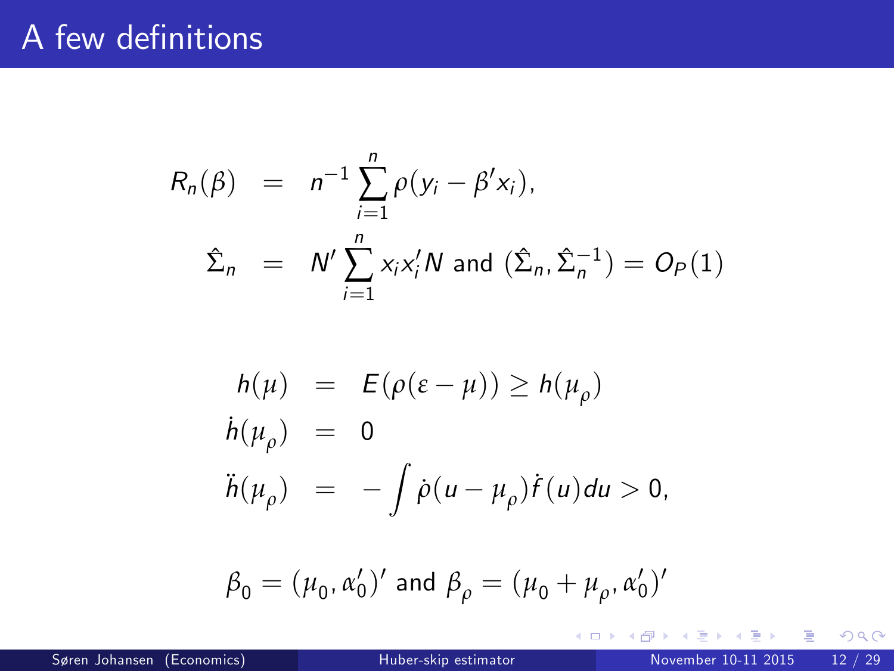# A few definitions

$$
\begin{aligned}
R_n(\beta) &= n^{-1}\sum_{i=1}^{n}\rho(y_i - \beta' x_i), \\
\hat{\Sigma}_n &= N' \sum_{i=1}^{n} x_i x_i' N \text{ and } (\hat{\Sigma}_n, \hat{\Sigma}_n^{-1}) = O_P(1)
\end{aligned}
$$

$$
\begin{aligned}
h(\mu) &= E(\rho(\varepsilon - \mu)) \geq h(\mu_\rho) \\
\dot{h}(\mu_\rho) &= 0 \\
\ddot{h}(\mu_\rho) &= -\int \dot{\rho}(u - \mu_\rho)\dot{f}(u)du > 0,
\end{aligned}
$$

$$
\beta_0 = (\mu_0, \alpha_0')' \text{ and } \beta_\rho = (\mu_0 + \mu_\rho, \alpha_0')'
$$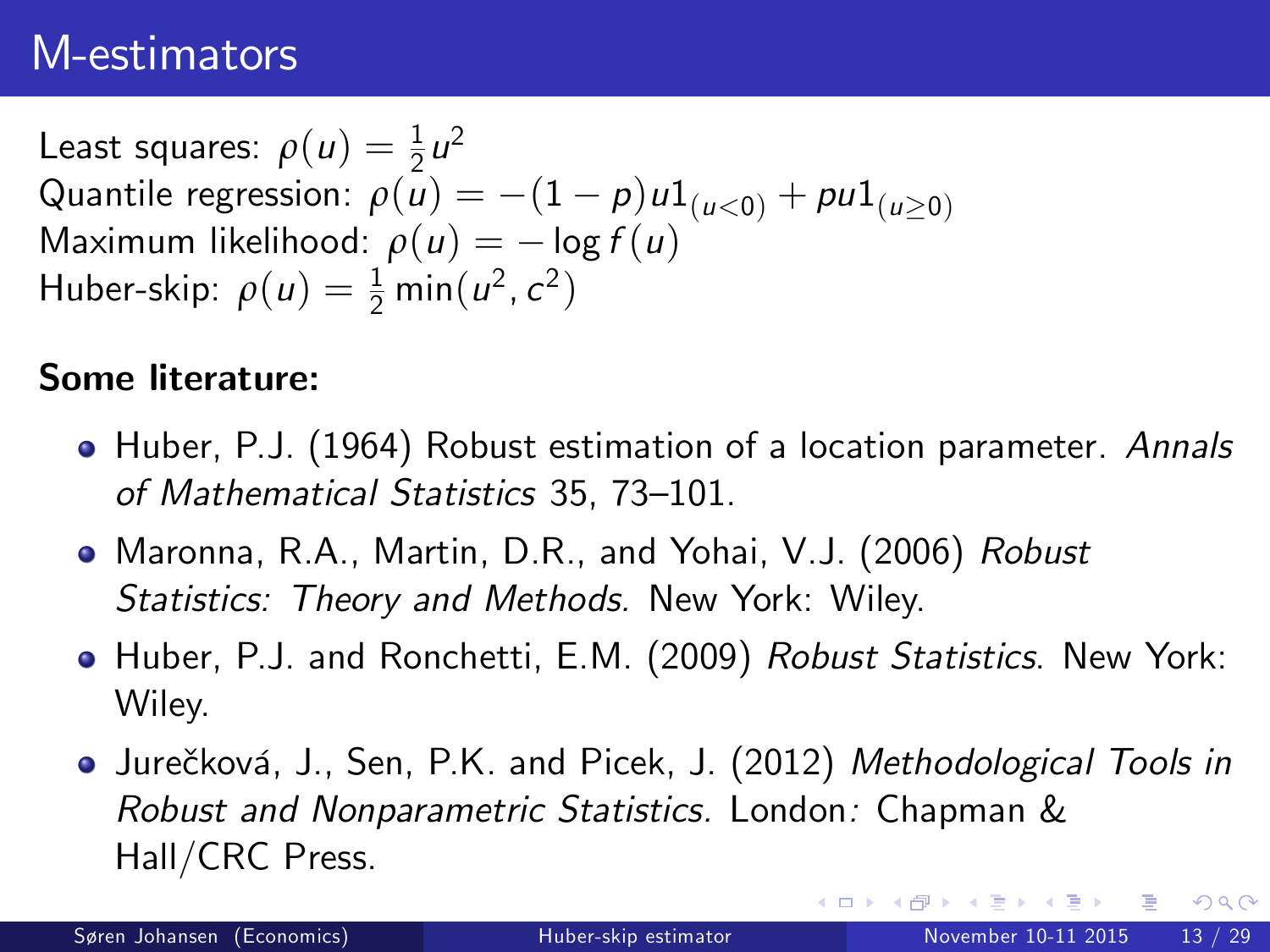# M-estimators

Least squares: $\rho(u) = \frac{1}{2}u^2$
Quantile regression: $\rho(u) = -(1-p)u1_{(u<0)} + pu1_{(u\geq 0)}$
Maximum likelihood: $\rho(u) = -\log f(u)$
Huber-skip: $\rho(u) = \frac{1}{2}\min(u^2, c^2)$

**Some literature:**

- Huber, P.J. (1964) Robust estimation of a location parameter. *Annals of Mathematical Statistics* 35, 73–101.
- Maronna, R.A., Martin, D.R., and Yohai, V.J. (2006) *Robust Statistics: Theory and Methods.* New York: Wiley.
- Huber, P.J. and Ronchetti, E.M. (2009) *Robust Statistics*. New York: Wiley.
- Jurečková, J., Sen, P.K. and Picek, J. (2012) *Methodological Tools in Robust and Nonparametric Statistics.* London*:* Chapman & Hall/CRC Press.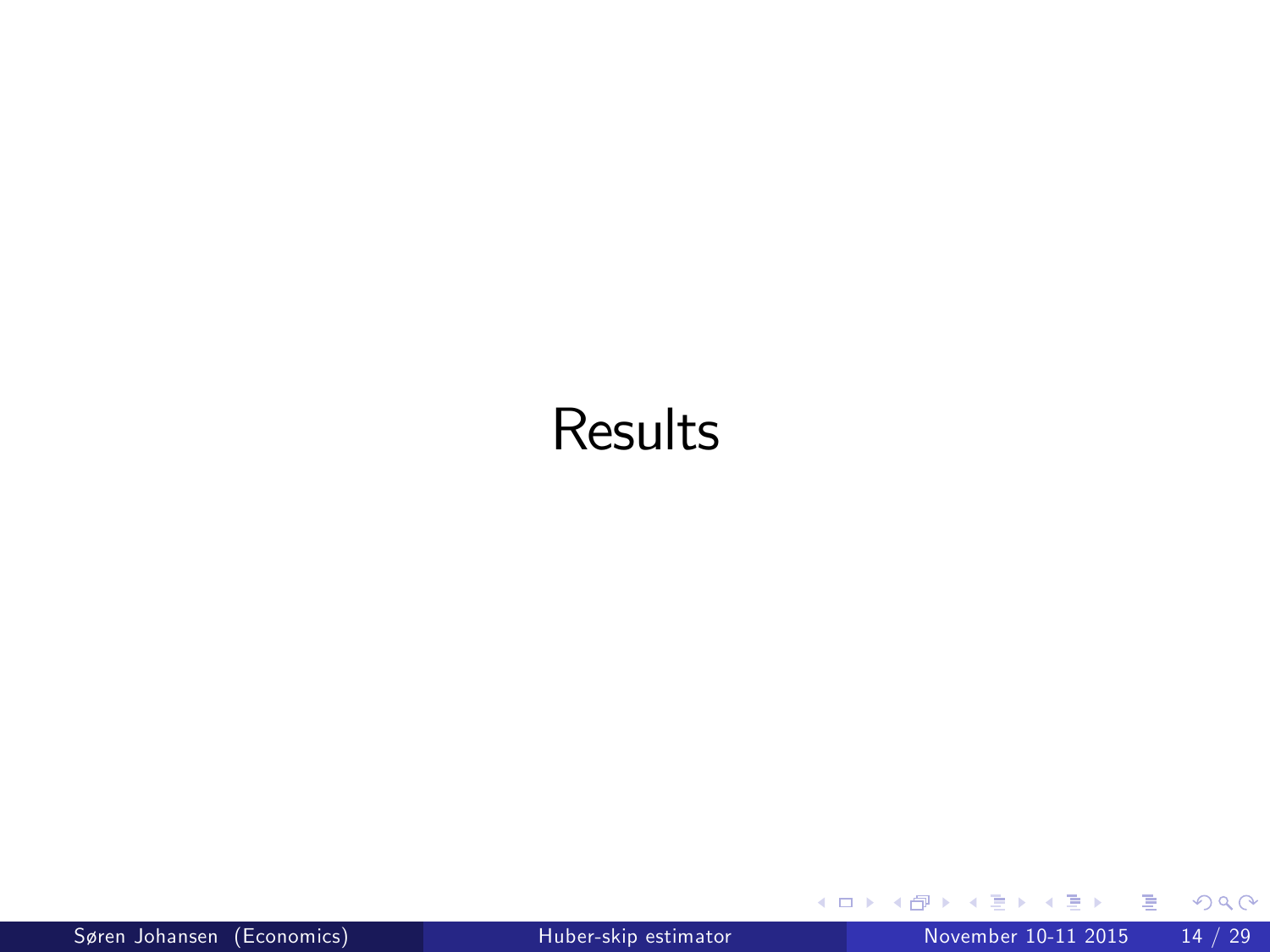# Results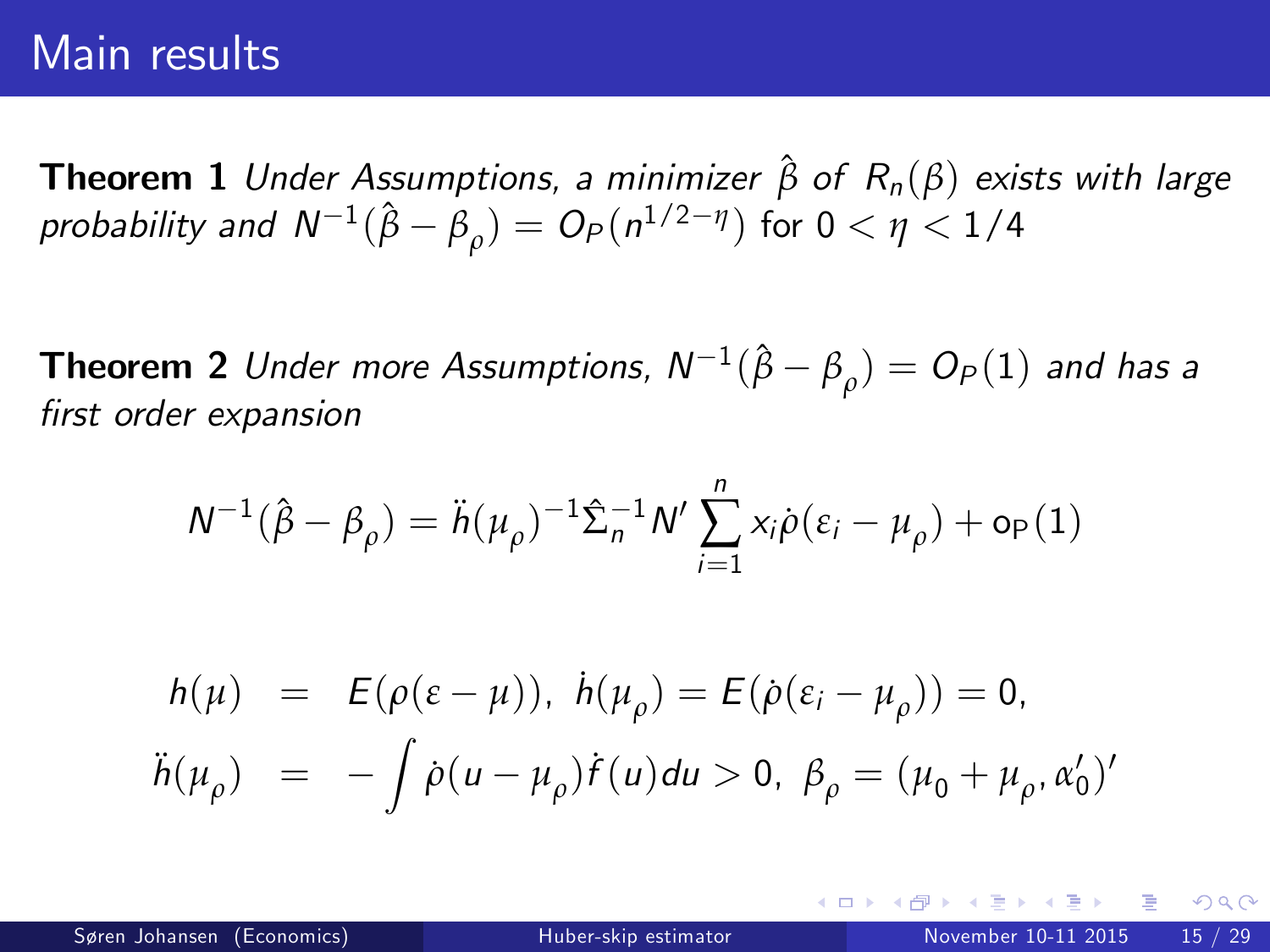# Main results

**Theorem 1** *Under Assumptions, a minimizer* $\hat{\beta}$ *of* $R_n(\beta)$ *exists with large probability and* $N^{-1}(\hat{\beta} - \beta_\rho) = O_P(n^{1/2-\eta})$ for $0 < \eta < 1/4$

**Theorem 2** *Under more Assumptions,* $N^{-1}(\hat{\beta} - \beta_\rho) = O_P(1)$ *and has a first order expansion*

$$N^{-1}(\hat{\beta} - \beta_\rho) = \ddot{h}(\mu_\rho)^{-1}\hat{\Sigma}_n^{-1} N' \sum_{i=1}^{n} x_i \dot{\rho}(\varepsilon_i - \mu_\rho) + \mathrm{o}_\mathrm{P}(1)$$

$$\begin{aligned}
h(\mu) &= E(\rho(\varepsilon - \mu)), \ \dot{h}(\mu_\rho) = E(\dot{\rho}(\varepsilon_i - \mu_\rho)) = 0, \\
\ddot{h}(\mu_\rho) &= -\int \dot{\rho}(u - \mu_\rho)\dot{f}(u)du > 0, \ \beta_\rho = (\mu_0 + \mu_\rho, \alpha_0')'
\end{aligned}$$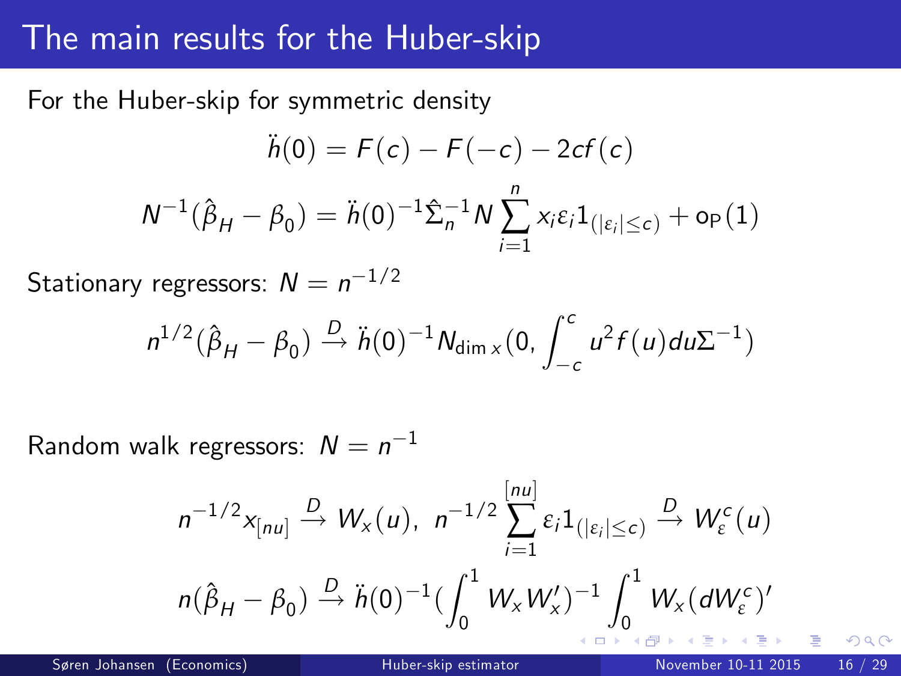# The main results for the Huber-skip

For the Huber-skip for symmetric density

$$\ddot{h}(0) = F(c) - F(-c) - 2cf(c)$$

$$N^{-1}(\hat{\beta}_H - \beta_0) = \ddot{h}(0)^{-1}\hat{\Sigma}_n^{-1} N \sum_{i=1}^{n} x_i \varepsilon_i 1_{(|\varepsilon_i| \leq c)} + o_P(1)$$

Stationary regressors: $N = n^{-1/2}$

$$n^{1/2}(\hat{\beta}_H - \beta_0) \xrightarrow{D} \ddot{h}(0)^{-1} N_{\dim x}(0, \int_{-c}^{c} u^2 f(u) du \Sigma^{-1})$$

Random walk regressors: $N = n^{-1}$

$$n^{-1/2} x_{[nu]} \xrightarrow{D} W_x(u), \;\; n^{-1/2} \sum_{i=1}^{[nu]} \varepsilon_i 1_{(|\varepsilon_i| \leq c)} \xrightarrow{D} W_\varepsilon^c(u)$$

$$n(\hat{\beta}_H - \beta_0) \xrightarrow{D} \ddot{h}(0)^{-1} (\int_0^1 W_x W_x')^{-1} \int_0^1 W_x (dW_\varepsilon^c)'$$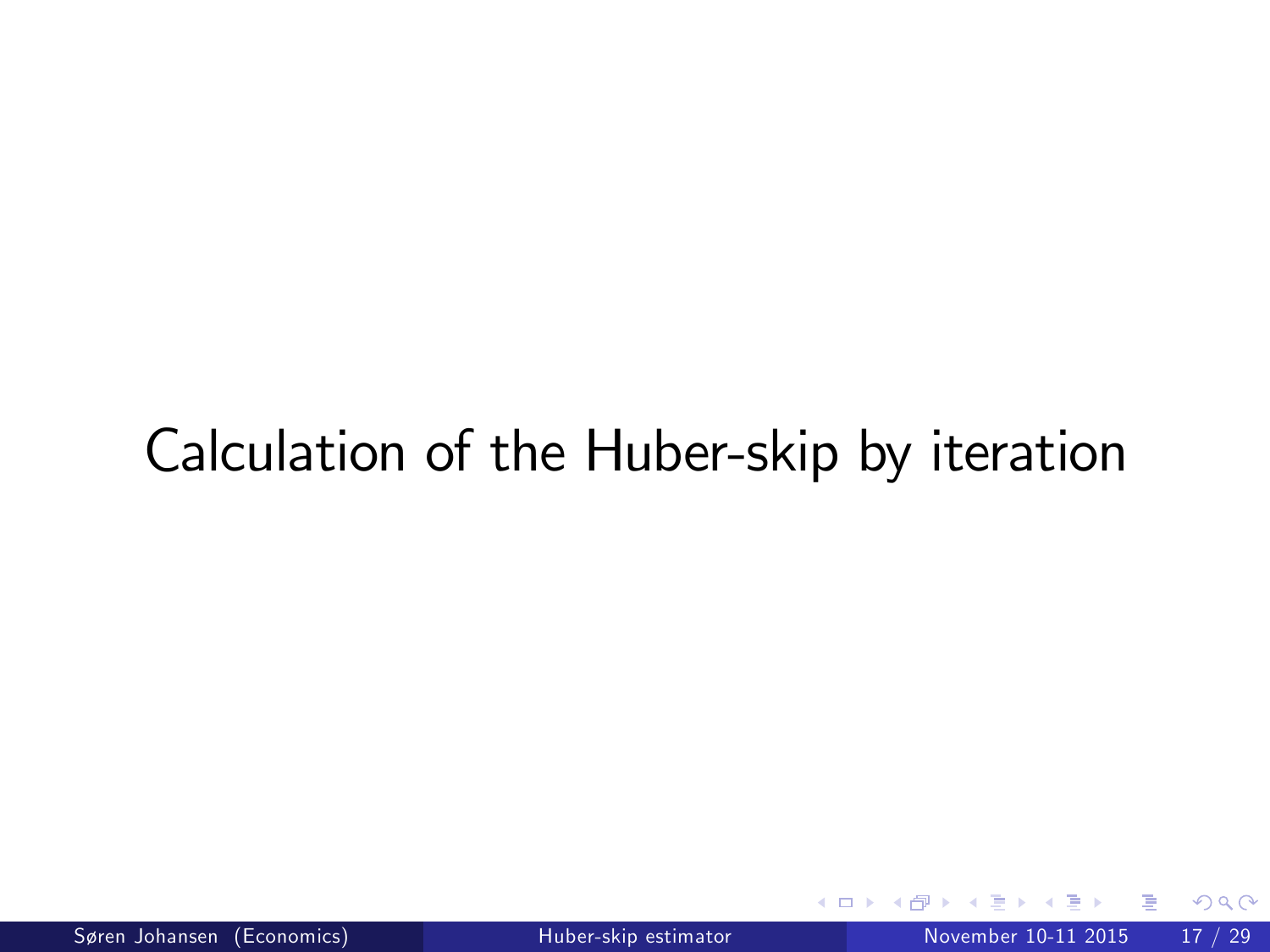# Calculation of the Huber-skip by iteration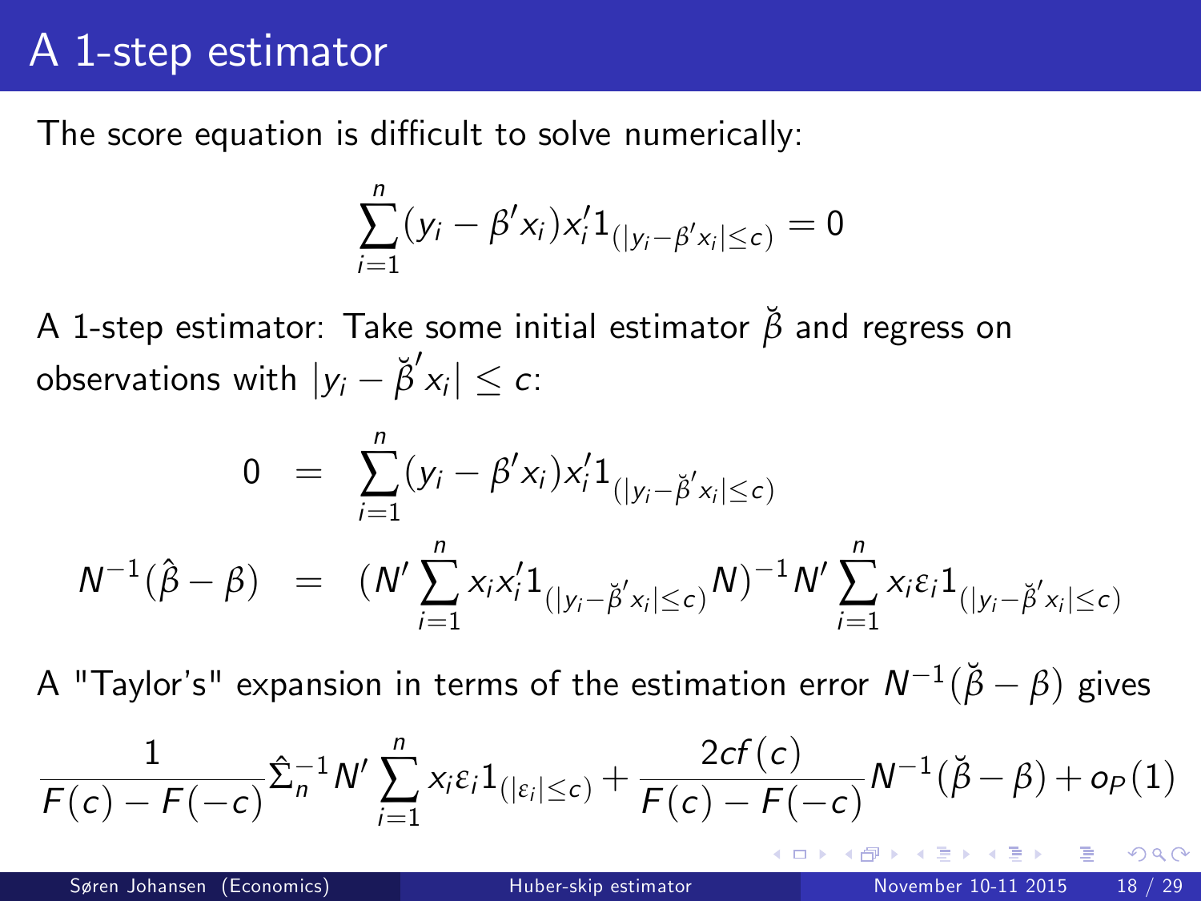# A 1-step estimator

The score equation is difficult to solve numerically:

$$\sum_{i=1}^{n}(y_i - \beta' x_i)x_i' 1_{(|y_i - \beta' x_i| \leq c)} = 0$$

A 1-step estimator: Take some initial estimator $\breve{\beta}$ and regress on observations with $|y_i - \breve{\beta}' x_i| \leq c$:

$$\begin{aligned} 0 &= \sum_{i=1}^{n}(y_i - \beta' x_i)x_i' 1_{(|y_i - \breve{\beta}' x_i| \leq c)} \\ N^{-1}(\hat{\beta} - \beta) &= (N' \sum_{i=1}^{n} x_i x_i' 1_{(|y_i - \breve{\beta}' x_i| \leq c)} N)^{-1} N' \sum_{i=1}^{n} x_i \varepsilon_i 1_{(|y_i - \breve{\beta}' x_i| \leq c)} \end{aligned}$$

A "Taylor's" expansion in terms of the estimation error $N^{-1}(\breve{\beta} - \beta)$ gives

$$\frac{1}{F(c) - F(-c)} \hat{\Sigma}_n^{-1} N' \sum_{i=1}^{n} x_i \varepsilon_i 1_{(|\varepsilon_i| \leq c)} + \frac{2cf(c)}{F(c) - F(-c)} N^{-1}(\breve{\beta} - \beta) + o_P(1)$$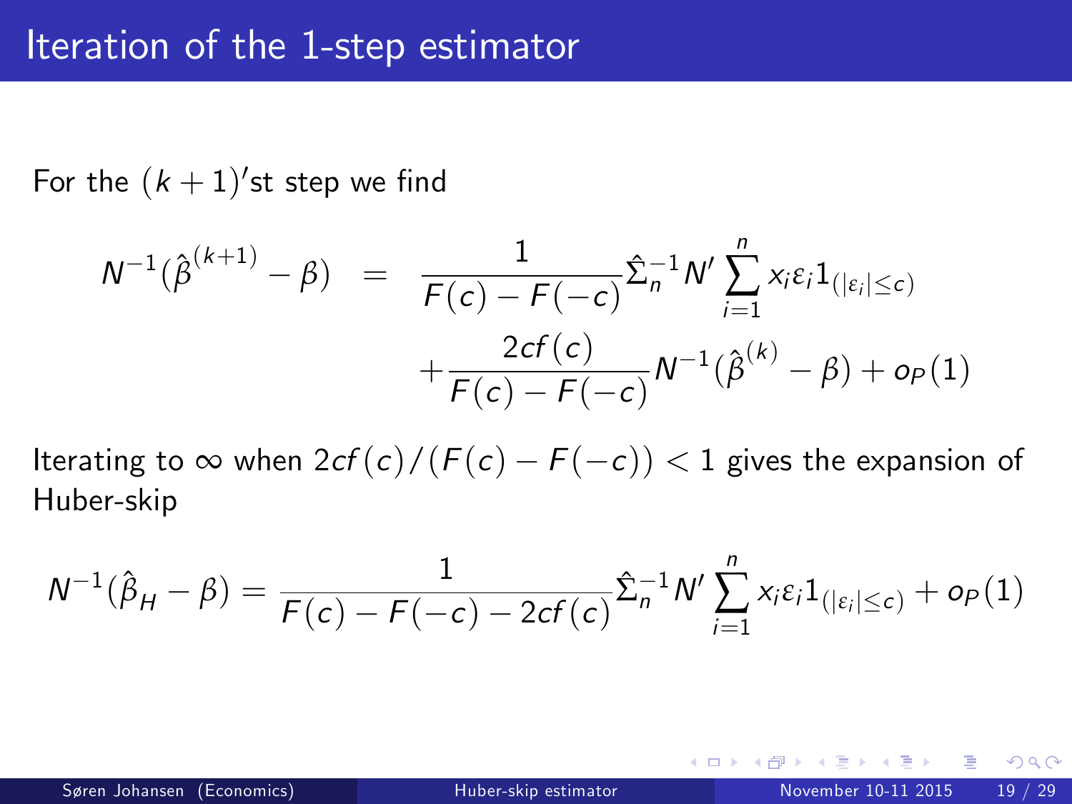# Iteration of the 1-step estimator

For the $(k+1)'$st step we find

$$
\begin{aligned}
N^{-1}(\hat{\beta}^{(k+1)} - \beta) &= \frac{1}{F(c) - F(-c)} \hat{\Sigma}_n^{-1} N' \sum_{i=1}^{n} x_i \varepsilon_i 1_{(|\varepsilon_i| \leq c)} \\
&\quad + \frac{2cf(c)}{F(c) - F(-c)} N^{-1}(\hat{\beta}^{(k)} - \beta) + o_P(1)
\end{aligned}
$$

Iterating to $\infty$ when $2cf(c)/(F(c) - F(-c)) < 1$ gives the expansion of Huber-skip

$$
N^{-1}(\hat{\beta}_H - \beta) = \frac{1}{F(c) - F(-c) - 2cf(c)} \hat{\Sigma}_n^{-1} N' \sum_{i=1}^{n} x_i \varepsilon_i 1_{(|\varepsilon_i| \leq c)} + o_P(1)
$$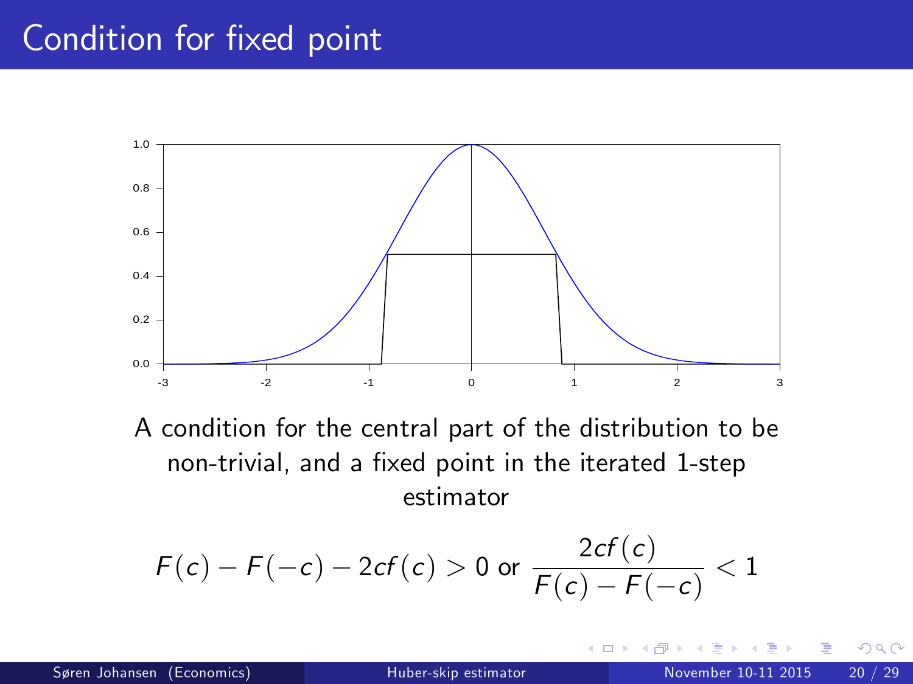# Condition for fixed point

A condition for the central part of the distribution to be non-trivial, and a fixed point in the iterated 1-step estimator

$$F(c) - F(-c) - 2cf(c) > 0 \text{ or } \frac{2cf(c)}{F(c) - F(-c)} < 1$$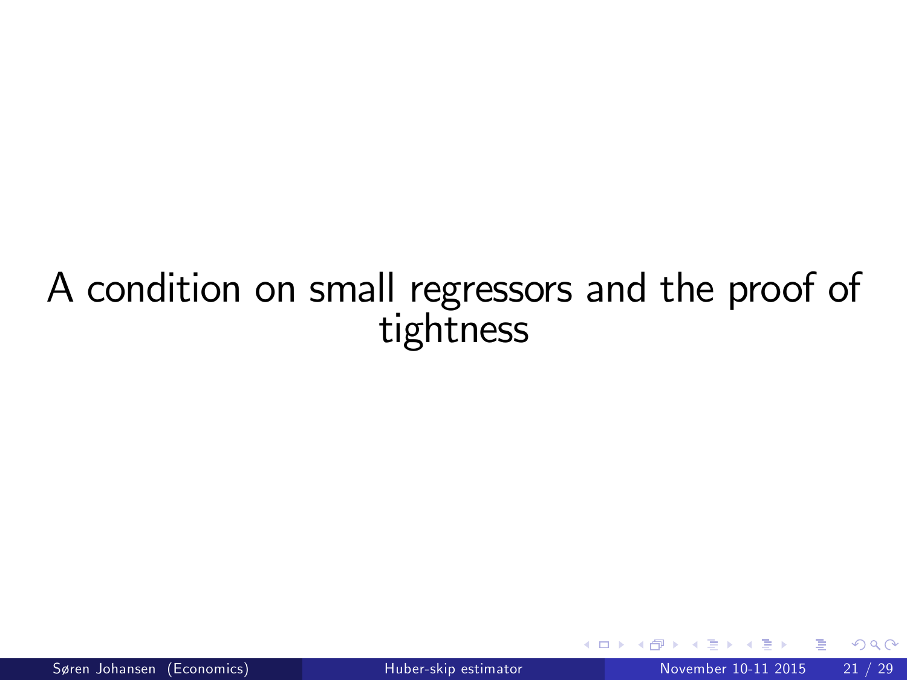# A condition on small regressors and the proof of tightness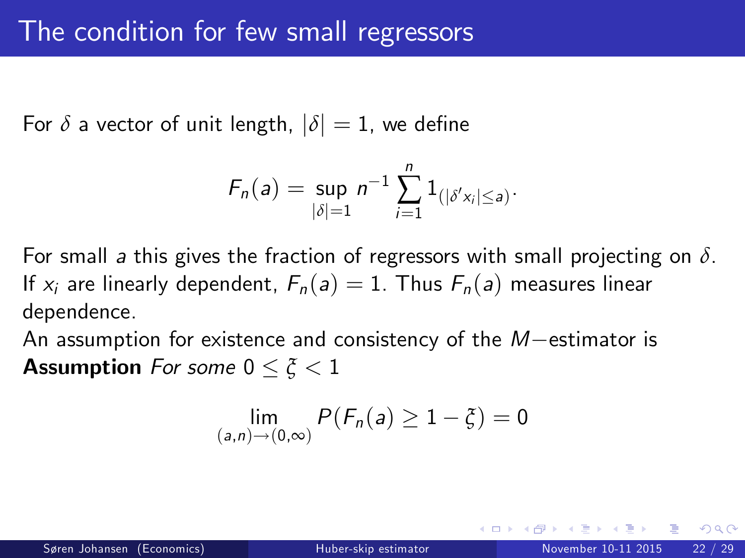# The condition for few small regressors

For $\delta$ a vector of unit length, $|\delta| = 1$, we define

$$F_n(a) = \sup_{|\delta|=1} n^{-1} \sum_{i=1}^{n} 1_{(|\delta' x_i| \leq a)}.$$

For small $a$ this gives the fraction of regressors with small projecting on $\delta$. If $x_i$ are linearly dependent, $F_n(a) = 1$. Thus $F_n(a)$ measures linear dependence.

An assumption for existence and consistency of the $M-$estimator is

**Assumption** *For some* $0 \leq \xi < 1$

$$\lim_{(a,n)\to(0,\infty)} P(F_n(a) \geq 1 - \xi) = 0$$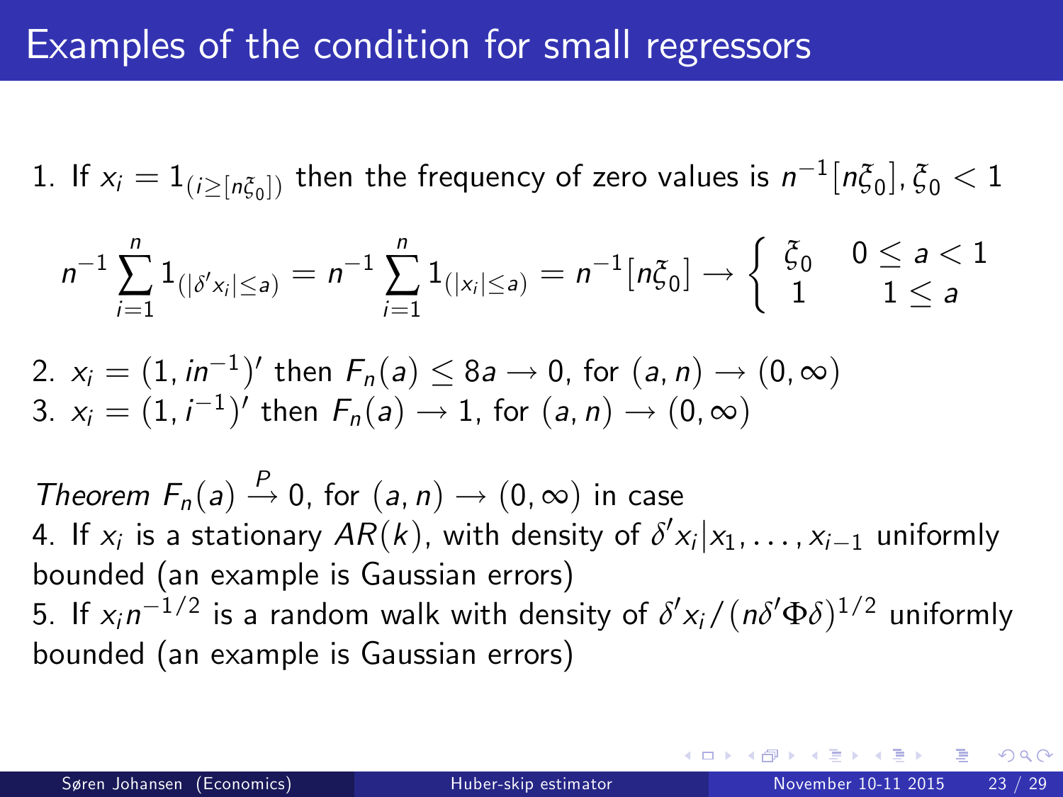# Examples of the condition for small regressors

1. If $x_i = 1_{(i \geq [n\xi_0])}$ then the frequency of zero values is $n^{-1}[n\xi_0], \xi_0 < 1$

$$n^{-1}\sum_{i=1}^{n} 1_{(|\delta' x_i| \leq a)} = n^{-1}\sum_{i=1}^{n} 1_{(|x_i| \leq a)} = n^{-1}[n\xi_0] \rightarrow \begin{cases} \xi_0 & 0 \leq a < 1 \\ 1 & 1 \leq a \end{cases}$$

2. $x_i = (1, in^{-1})'$ then $F_n(a) \leq 8a \rightarrow 0$, for $(a, n) \rightarrow (0, \infty)$
3. $x_i = (1, i^{-1})'$ then $F_n(a) \rightarrow 1$, for $(a, n) \rightarrow (0, \infty)$

*Theorem* $F_n(a) \overset{P}{\rightarrow} 0$, for $(a, n) \rightarrow (0, \infty)$ in case

4. If $x_i$ is a stationary $AR(k)$, with density of $\delta' x_i | x_1, \ldots, x_{i-1}$ uniformly bounded (an example is Gaussian errors)
5. If $x_i n^{-1/2}$ is a random walk with density of $\delta' x_i / (n\delta'\Phi\delta)^{1/2}$ uniformly bounded (an example is Gaussian errors)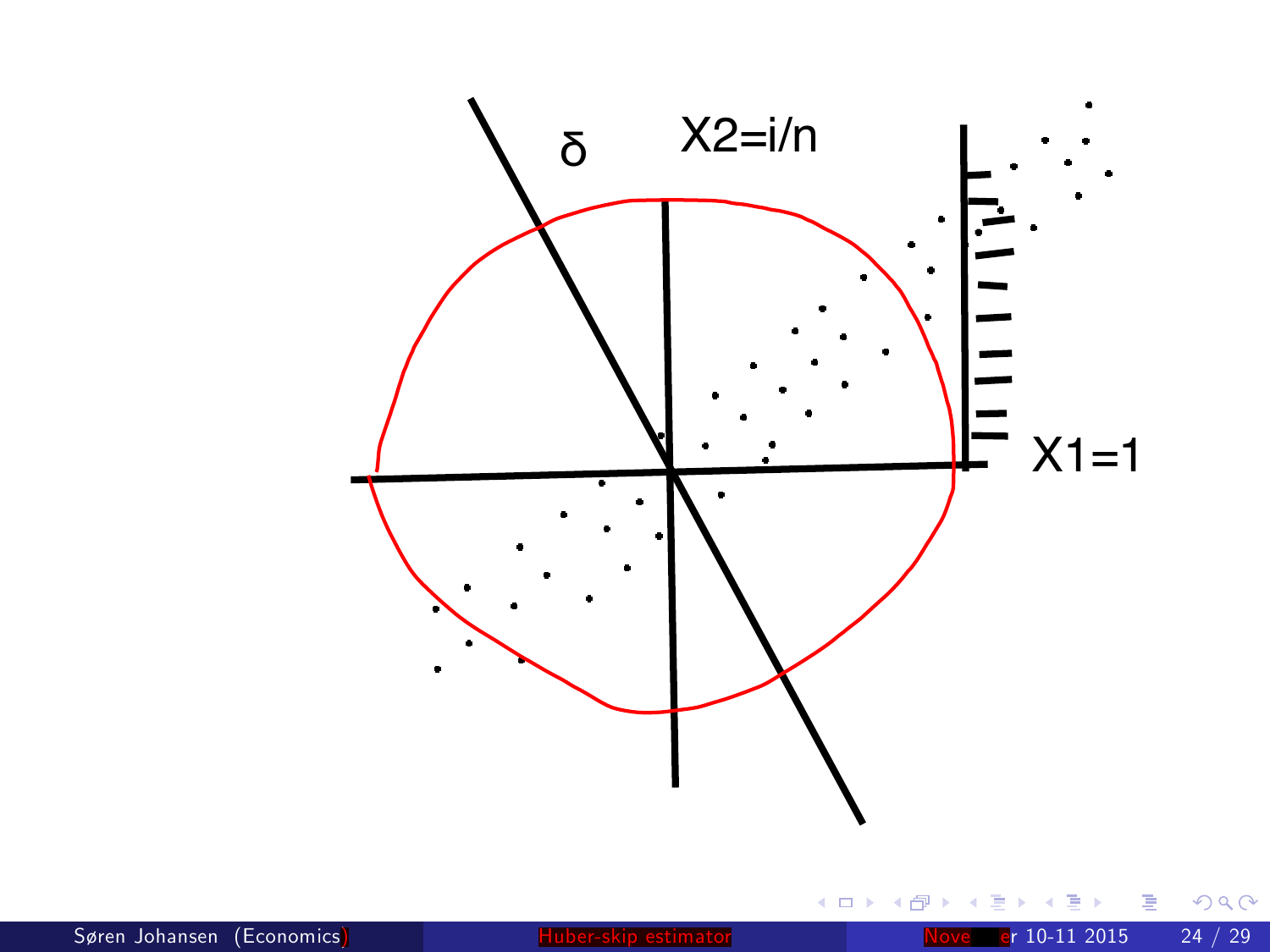$\delta$

X2=i/n

X1=1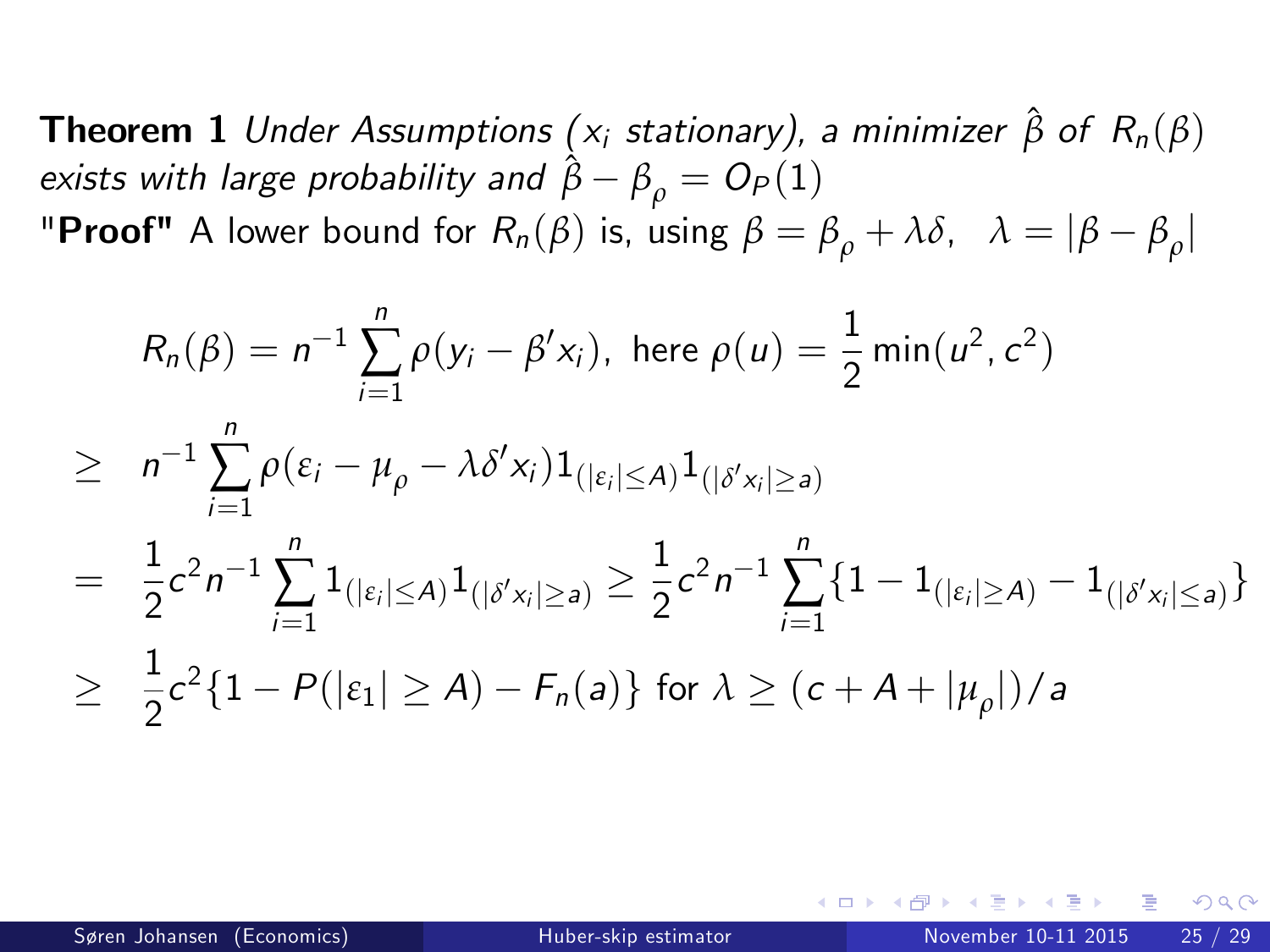**Theorem 1** *Under Assumptions ($x_i$ stationary), a minimizer $\hat{\beta}$ of $R_n(\beta)$ exists with large probability and $\hat{\beta} - \beta_\rho = O_P(1)$*

"**Proof**" A lower bound for $R_n(\beta)$ is, using $\beta = \beta_\rho + \lambda\delta, \ \ \lambda = |\beta - \beta_\rho|$

$$
\begin{aligned}
& R_n(\beta) = n^{-1}\sum_{i=1}^{n} \rho(y_i - \beta' x_i), \text{ here } \rho(u) = \frac{1}{2}\min(u^2, c^2) \\
\geq \ \ & n^{-1}\sum_{i=1}^{n} \rho(\varepsilon_i - \mu_\rho - \lambda\delta' x_i) 1_{(|\varepsilon_i| \leq A)} 1_{(|\delta' x_i| \geq a)} \\
= \ \ & \frac{1}{2}c^2 n^{-1}\sum_{i=1}^{n} 1_{(|\varepsilon_i| \leq A)} 1_{(|\delta' x_i| \geq a)} \geq \frac{1}{2}c^2 n^{-1}\sum_{i=1}^{n} \{1 - 1_{(|\varepsilon_i| \geq A)} - 1_{(|\delta' x_i| \leq a)}\} \\
\geq \ \ & \frac{1}{2}c^2\{1 - P(|\varepsilon_1| \geq A) - F_n(a)\} \text{ for } \lambda \geq (c + A + |\mu_\rho|)/a
\end{aligned}
$$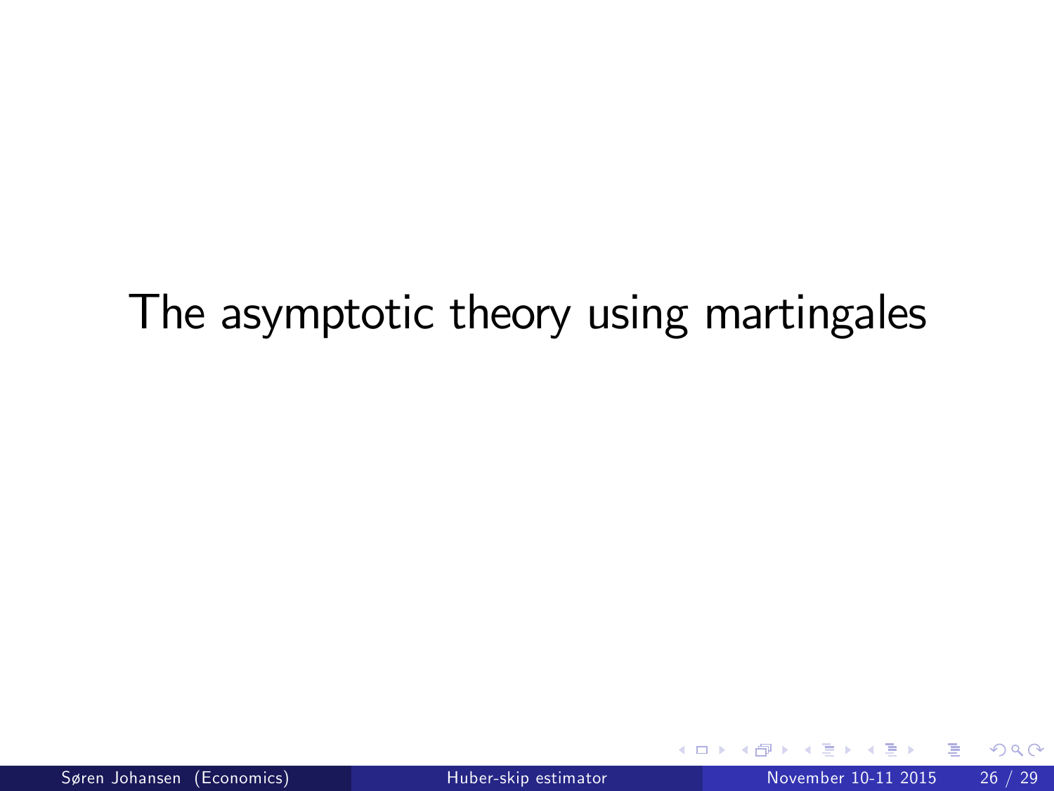# The asymptotic theory using martingales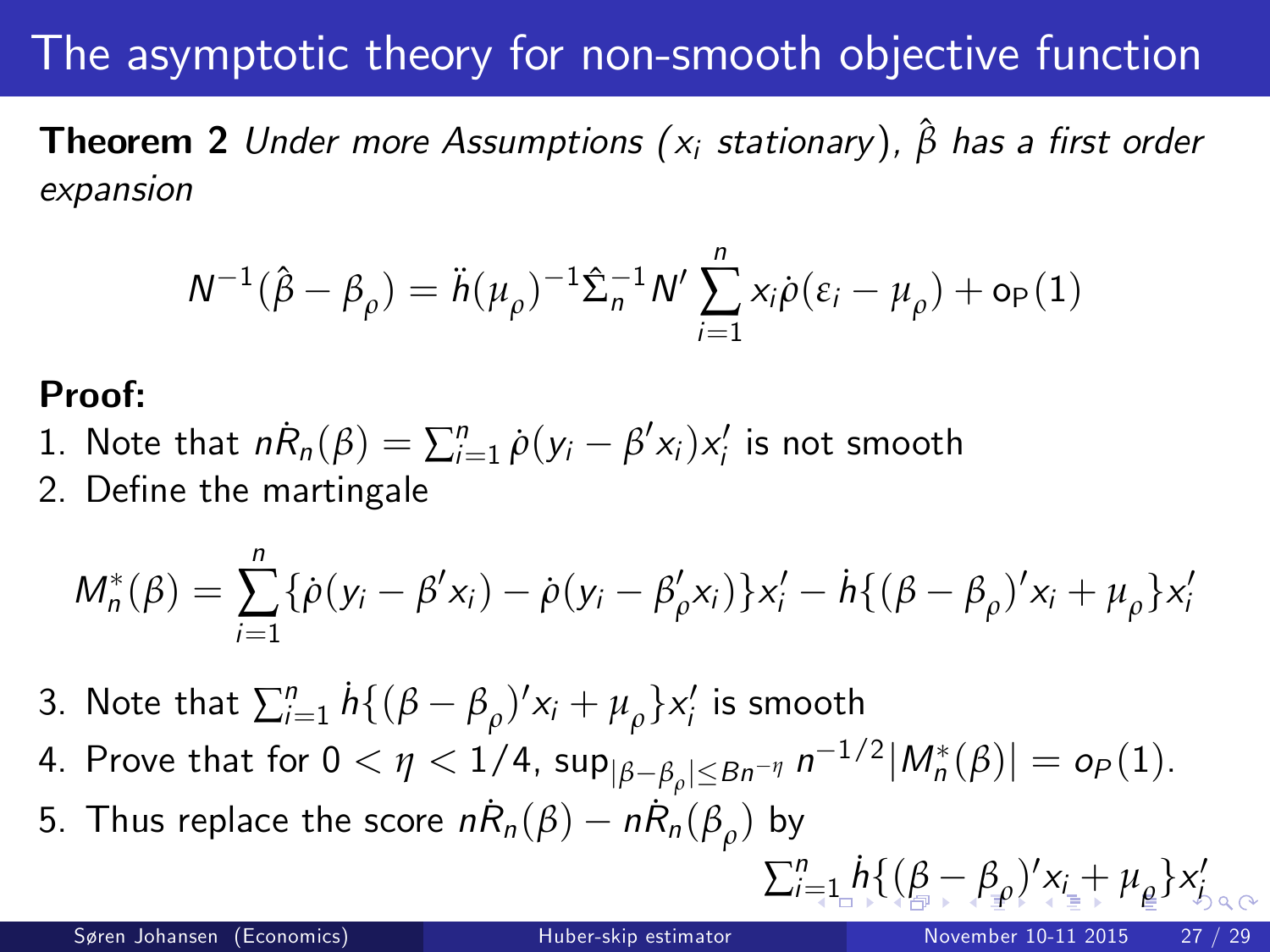# The asymptotic theory for non-smooth objective function

**Theorem 2** *Under more Assumptions ($x_i$ stationary), $\hat{\beta}$ has a first order expansion*

$$N^{-1}(\hat{\beta} - \beta_{\rho}) = \ddot{h}(\mu_{\rho})^{-1}\hat{\Sigma}_n^{-1} N' \sum_{i=1}^{n} x_i \dot{\rho}(\varepsilon_i - \mu_{\rho}) + o_P(1)$$

**Proof:**

1. Note that $n\dot{R}_n(\beta) = \sum_{i=1}^n \dot{\rho}(y_i - \beta' x_i)x_i'$ is not smooth
2. Define the martingale

$$M_n^*(\beta) = \sum_{i=1}^{n} \{\dot{\rho}(y_i - \beta' x_i) - \dot{\rho}(y_i - \beta_{\rho}' x_i)\}x_i' - \dot{h}\{(\beta - \beta_{\rho})' x_i + \mu_{\rho}\}x_i'$$

3. Note that $\sum_{i=1}^n \dot{h}\{(\beta - \beta_{\rho})' x_i + \mu_{\rho}\}x_i'$ is smooth
4. Prove that for $0 < \eta < 1/4$, $\sup_{|\beta - \beta_{\rho}| \leq Bn^{-\eta}} n^{-1/2}|M_n^*(\beta)| = o_P(1)$.
5. Thus replace the score $n\dot{R}_n(\beta) - n\dot{R}_n(\beta_{\rho})$ by

$$\sum_{i=1}^n \dot{h}\{(\beta - \beta_{\rho})' x_i + \mu_{\rho}\}x_i'$$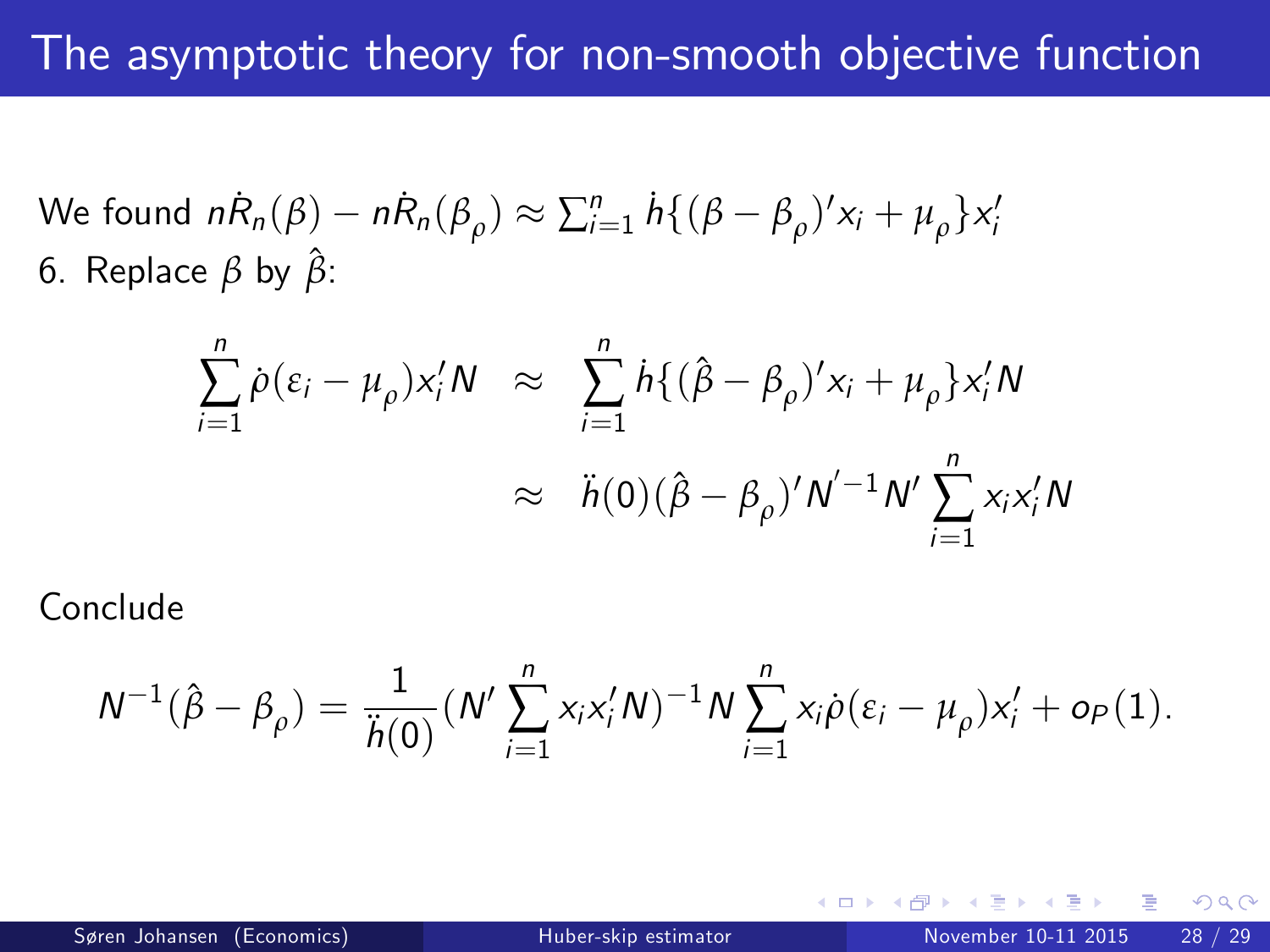# The asymptotic theory for non-smooth objective function

We found $n\dot{R}_n(\beta) - n\dot{R}_n(\beta_\rho) \approx \sum_{i=1}^n \dot{h}\{(\beta - \beta_\rho)' x_i + \mu_\rho\} x_i'$

6. Replace $\beta$ by $\hat{\beta}$:

$$
\begin{aligned}
\sum_{i=1}^n \dot{\rho}(\varepsilon_i - \mu_\rho) x_i' N &\approx \sum_{i=1}^n \dot{h}\{(\hat{\beta} - \beta_\rho)' x_i + \mu_\rho\} x_i' N \\
&\approx \ddot{h}(0)(\hat{\beta} - \beta_\rho)' N'^{-1} N' \sum_{i=1}^n x_i x_i' N
\end{aligned}
$$

Conclude

$$
N^{-1}(\hat{\beta} - \beta_\rho) = \frac{1}{\ddot{h}(0)} (N' \sum_{i=1}^n x_i x_i' N)^{-1} N \sum_{i=1}^n x_i \dot{\rho}(\varepsilon_i - \mu_\rho) x_i' + o_P(1).
$$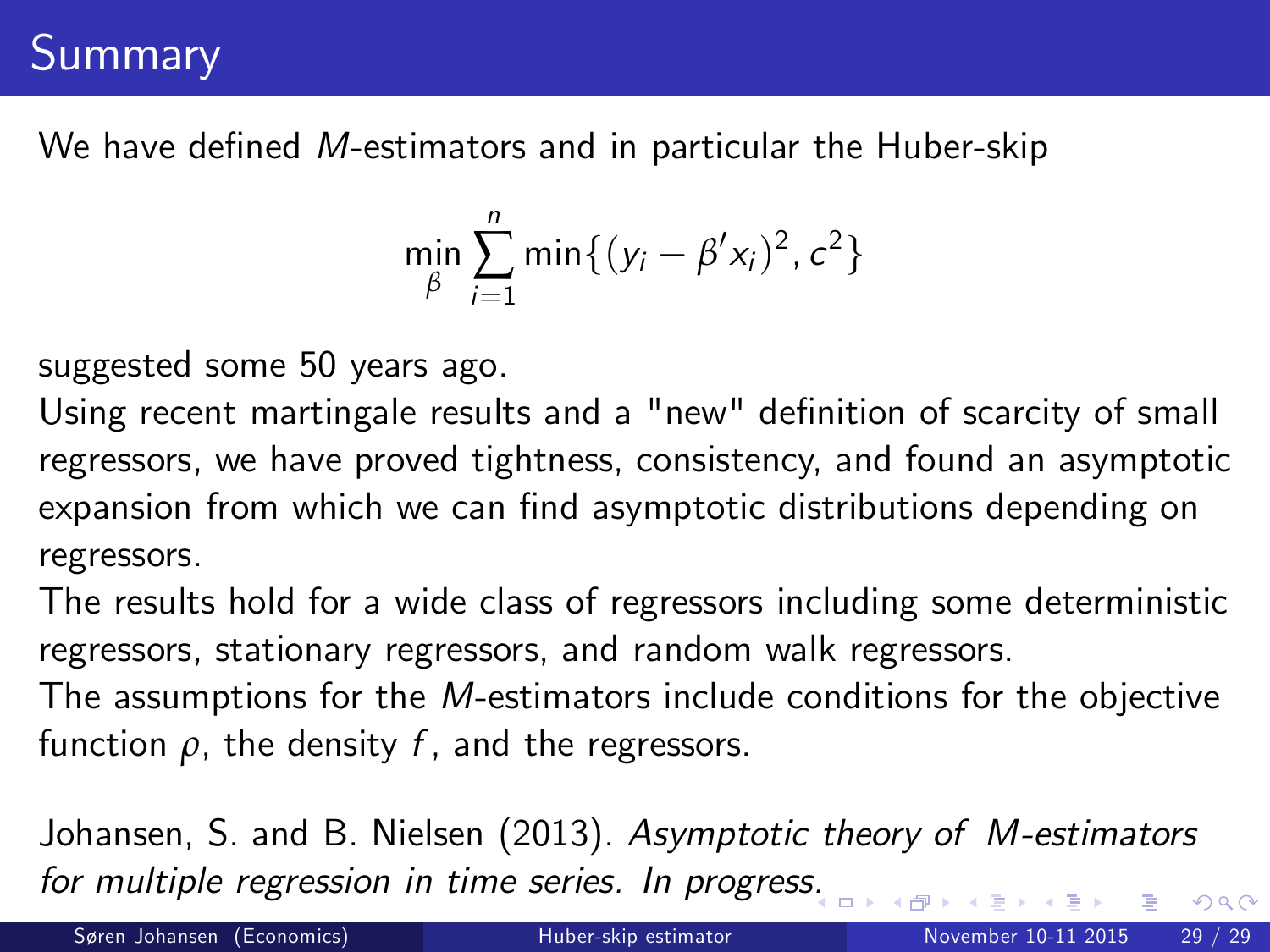# Summary

We have defined $M$-estimators and in particular the Huber-skip

$$\min_{\beta} \sum_{i=1}^{n} \min\{(y_i - \beta' x_i)^2, c^2\}$$

suggested some 50 years ago.

Using recent martingale results and a "new" definition of scarcity of small regressors, we have proved tightness, consistency, and found an asymptotic expansion from which we can find asymptotic distributions depending on regressors.

The results hold for a wide class of regressors including some deterministic regressors, stationary regressors, and random walk regressors.

The assumptions for the $M$-estimators include conditions for the objective function $\rho$, the density $f$, and the regressors.

Johansen, S. and B. Nielsen (2013). *Asymptotic theory of M-estimators for multiple regression in time series. In progress.*